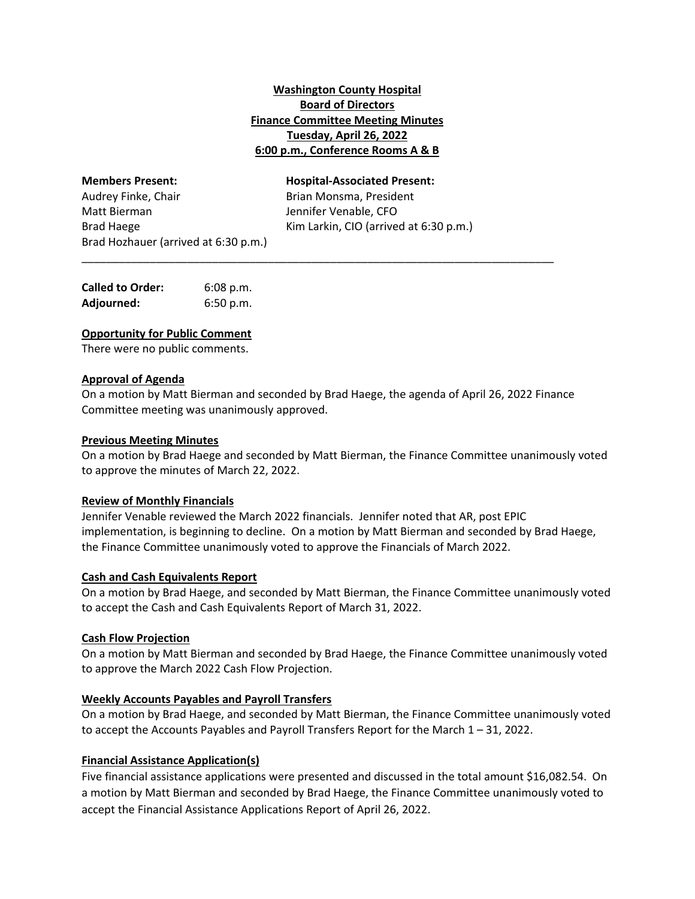**Washington County Hospital**
**Board of Directors**
**Finance Committee Meeting Minutes**
**Tuesday, April 26, 2022**
**6:00 p.m., Conference Rooms A & B**

| **Members Present:** | **Hospital-Associated Present:** |
| --- | --- |
| Audrey Finke, Chair | Brian Monsma, President |
| Matt Bierman | Jennifer Venable, CFO |
| Brad Haege | Kim Larkin, CIO (arrived at 6:30 p.m.) |
| Brad Hozhauer (arrived at 6:30 p.m.) | |

---

**Called to Order:** 6:08 p.m.
**Adjourned:** 6:50 p.m.

**Opportunity for Public Comment**

There were no public comments.

**Approval of Agenda**

On a motion by Matt Bierman and seconded by Brad Haege, the agenda of April 26, 2022 Finance Committee meeting was unanimously approved.

**Previous Meeting Minutes**

On a motion by Brad Haege and seconded by Matt Bierman, the Finance Committee unanimously voted to approve the minutes of March 22, 2022.

**Review of Monthly Financials**

Jennifer Venable reviewed the March 2022 financials. Jennifer noted that AR, post EPIC implementation, is beginning to decline. On a motion by Matt Bierman and seconded by Brad Haege, the Finance Committee unanimously voted to approve the Financials of March 2022.

**Cash and Cash Equivalents Report**

On a motion by Brad Haege, and seconded by Matt Bierman, the Finance Committee unanimously voted to accept the Cash and Cash Equivalents Report of March 31, 2022.

**Cash Flow Projection**

On a motion by Matt Bierman and seconded by Brad Haege, the Finance Committee unanimously voted to approve the March 2022 Cash Flow Projection.

**Weekly Accounts Payables and Payroll Transfers**

On a motion by Brad Haege, and seconded by Matt Bierman, the Finance Committee unanimously voted to accept the Accounts Payables and Payroll Transfers Report for the March 1 – 31, 2022.

**Financial Assistance Application(s)**

Five financial assistance applications were presented and discussed in the total amount $16,082.54. On a motion by Matt Bierman and seconded by Brad Haege, the Finance Committee unanimously voted to accept the Financial Assistance Applications Report of April 26, 2022.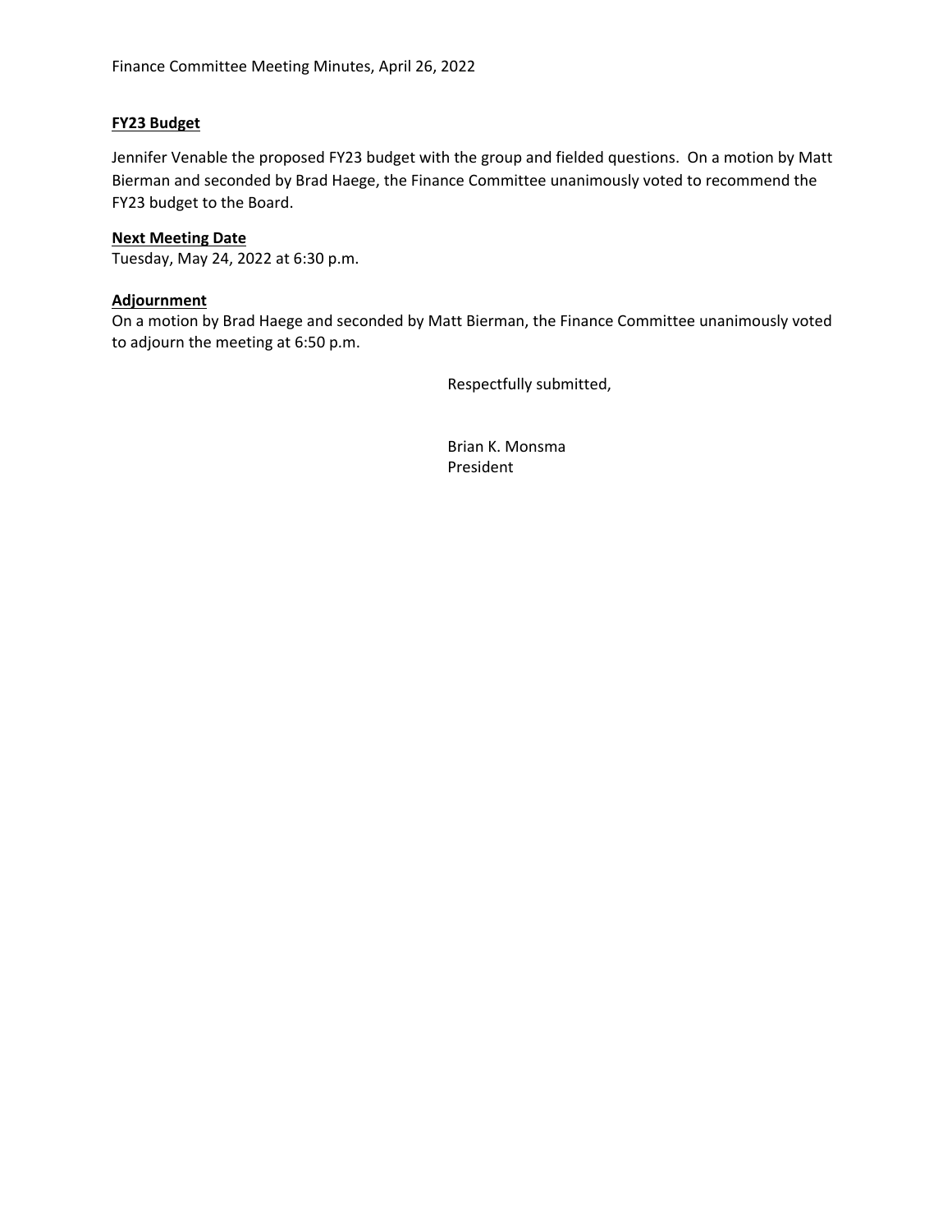**FY23 Budget**

Jennifer Venable the proposed FY23 budget with the group and fielded questions. On a motion by Matt Bierman and seconded by Brad Haege, the Finance Committee unanimously voted to recommend the FY23 budget to the Board.

**Next Meeting Date**

Tuesday, May 24, 2022 at 6:30 p.m.

**Adjournment**

On a motion by Brad Haege and seconded by Matt Bierman, the Finance Committee unanimously voted to adjourn the meeting at 6:50 p.m.

Respectfully submitted,

Brian K. Monsma
President